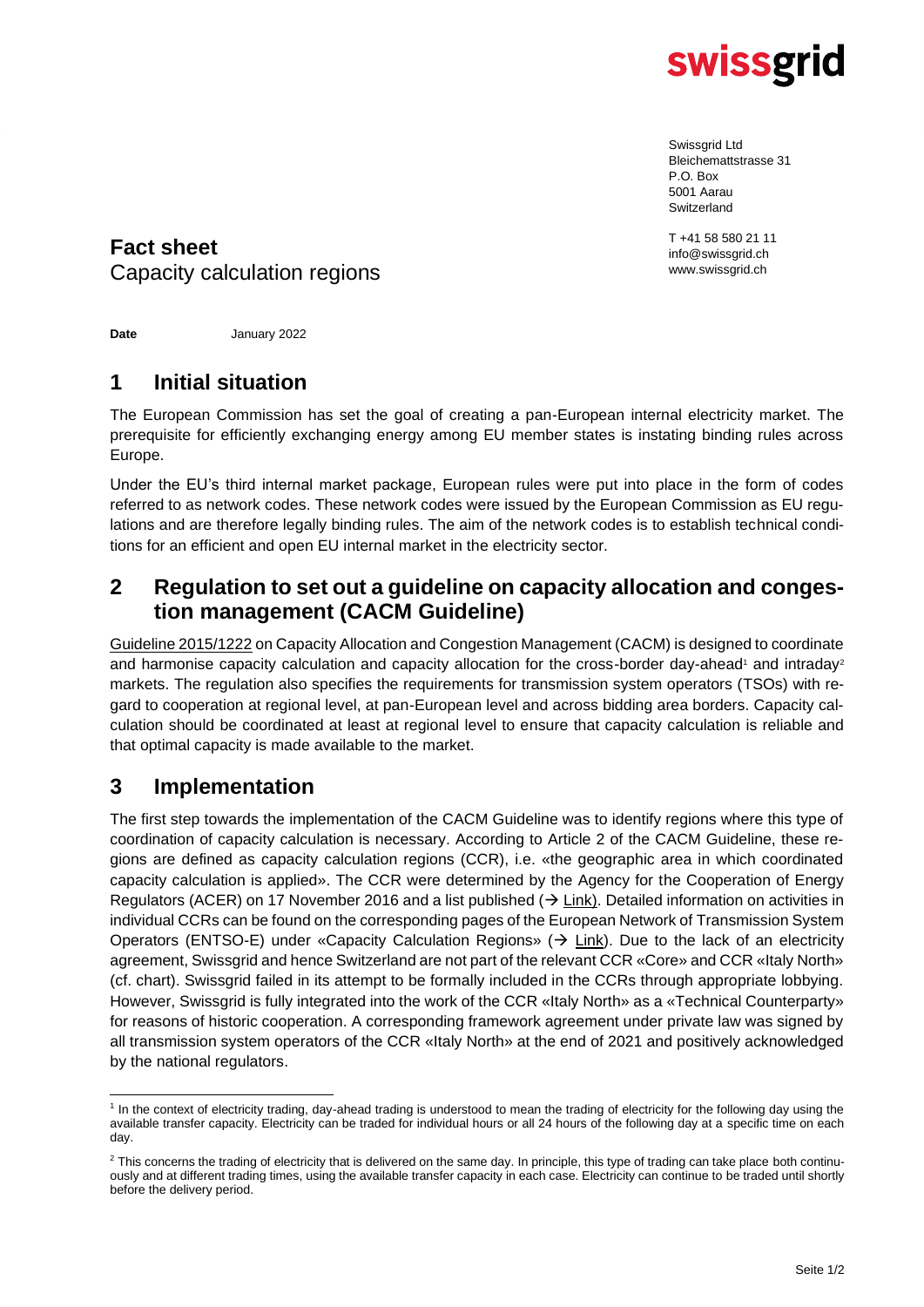swissgrid

Swissgrid Ltd
Bleichemattstrasse 31
P.O. Box
5001 Aarau
Switzerland

T +41 58 580 21 11
info@swissgrid.ch
www.swissgrid.ch

**Fact sheet**
Capacity calculation regions

**Date** January 2022

# 1 Initial situation

The European Commission has set the goal of creating a pan-European internal electricity market. The prerequisite for efficiently exchanging energy among EU member states is instating binding rules across Europe.

Under the EU's third internal market package, European rules were put into place in the form of codes referred to as network codes. These network codes were issued by the European Commission as EU regulations and are therefore legally binding rules. The aim of the network codes is to establish technical conditions for an efficient and open EU internal market in the electricity sector.

# 2 Regulation to set out a guideline on capacity allocation and congestion management (CACM Guideline)

Guideline 2015/1222 on Capacity Allocation and Congestion Management (CACM) is designed to coordinate and harmonise capacity calculation and capacity allocation for the cross-border day-ahead[1] and intraday[2] markets. The regulation also specifies the requirements for transmission system operators (TSOs) with regard to cooperation at regional level, at pan-European level and across bidding area borders. Capacity calculation should be coordinated at least at regional level to ensure that capacity calculation is reliable and that optimal capacity is made available to the market.

# 3 Implementation

The first step towards the implementation of the CACM Guideline was to identify regions where this type of coordination of capacity calculation is necessary. According to Article 2 of the CACM Guideline, these regions are defined as capacity calculation regions (CCR), i.e. «the geographic area in which coordinated capacity calculation is applied». The CCR were determined by the Agency for the Cooperation of Energy Regulators (ACER) on 17 November 2016 and a list published (→ Link). Detailed information on activities in individual CCRs can be found on the corresponding pages of the European Network of Transmission System Operators (ENTSO-E) under «Capacity Calculation Regions» (→ Link). Due to the lack of an electricity agreement, Swissgrid and hence Switzerland are not part of the relevant CCR «Core» and CCR «Italy North» (cf. chart). Swissgrid failed in its attempt to be formally included in the CCRs through appropriate lobbying. However, Swissgrid is fully integrated into the work of the CCR «Italy North» as a «Technical Counterparty» for reasons of historic cooperation. A corresponding framework agreement under private law was signed by all transmission system operators of the CCR «Italy North» at the end of 2021 and positively acknowledged by the national regulators.

---

[1] In the context of electricity trading, day-ahead trading is understood to mean the trading of electricity for the following day using the available transfer capacity. Electricity can be traded for individual hours or all 24 hours of the following day at a specific time on each day.

[2] This concerns the trading of electricity that is delivered on the same day. In principle, this type of trading can take place both continuously and at different trading times, using the available transfer capacity in each case. Electricity can continue to be traded until shortly before the delivery period.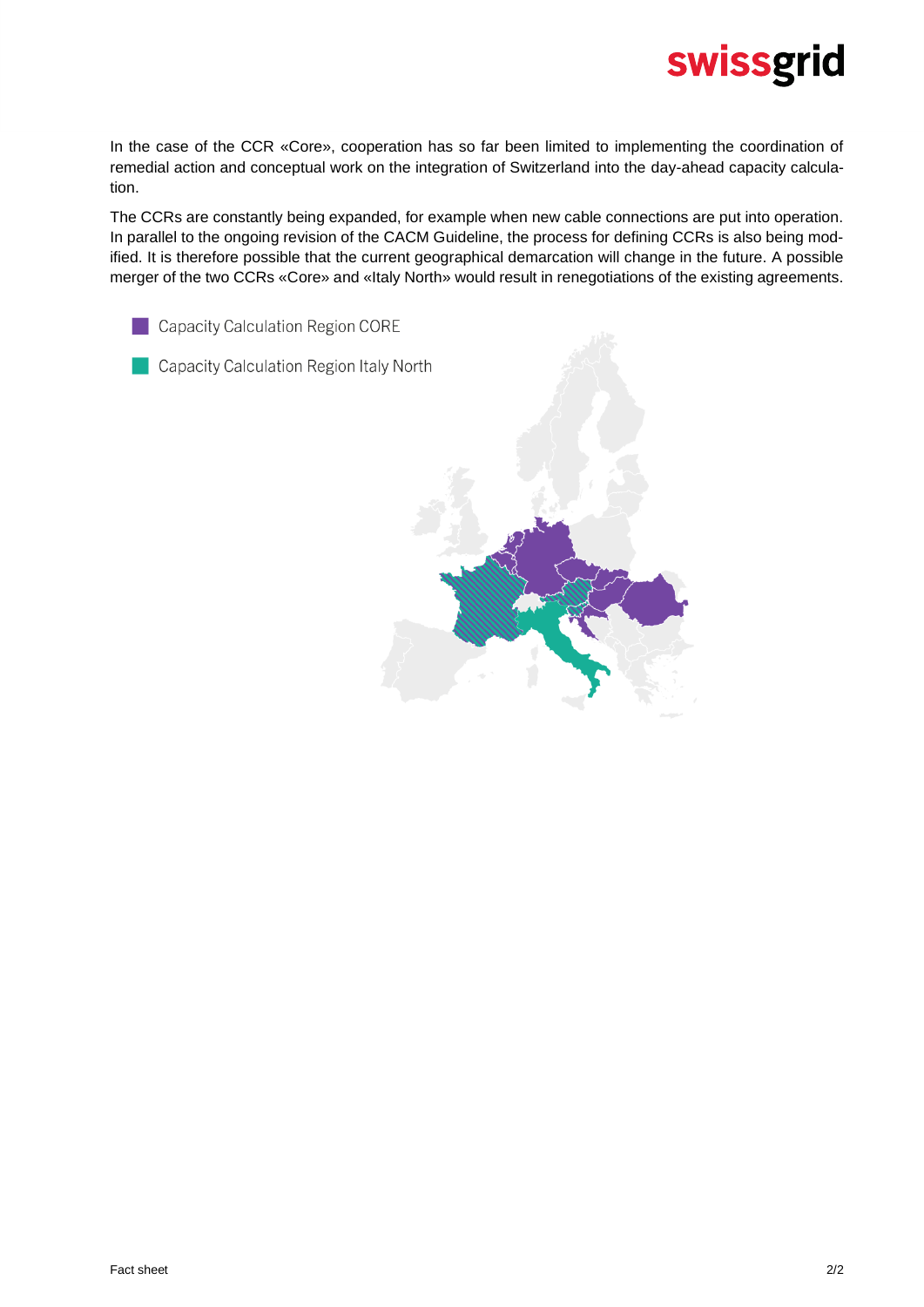In the case of the CCR «Core», cooperation has so far been limited to implementing the coordination of remedial action and conceptual work on the integration of Switzerland into the day-ahead capacity calculation.

The CCRs are constantly being expanded, for example when new cable connections are put into operation. In parallel to the ongoing revision of the CACM Guideline, the process for defining CCRs is also being modified. It is therefore possible that the current geographical demarcation will change in the future. A possible merger of the two CCRs «Core» and «Italy North» would result in renegotiations of the existing agreements.

Capacity Calculation Region CORE

Capacity Calculation Region Italy North